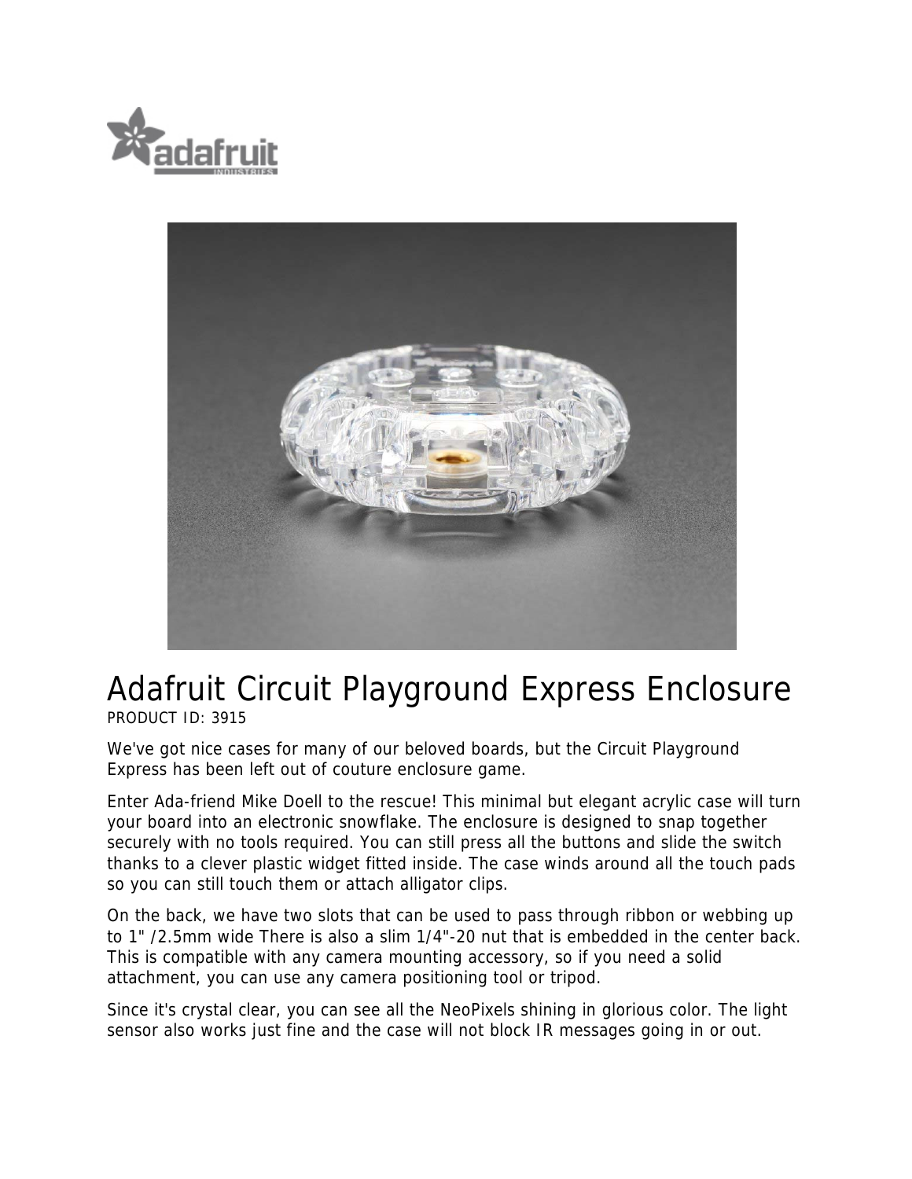# Adafruit Circuit Playground Express Enclosure

PRODUCT ID: 3915

We've got nice cases for many of our beloved boards, but the Circuit Playground Express has been left out of couture enclosure game.

Enter Ada-friend Mike Doell to the rescue! This minimal but elegant acrylic case will turn your board into an electronic snowflake. The enclosure is designed to snap together securely with no tools required. You can still press all the buttons and slide the switch thanks to a clever plastic widget fitted inside. The case winds around all the touch pads so you can still touch them or attach alligator clips.

On the back, we have two slots that can be used to pass through ribbon or webbing up to 1" /2.5mm wide There is also a slim 1/4"-20 nut that is embedded in the center back. This is compatible with any camera mounting accessory, so if you need a solid attachment, you can use any camera positioning tool or tripod.

Since it's crystal clear, you can see all the NeoPixels shining in glorious color. The light sensor also works just fine and the case will not block IR messages going in or out.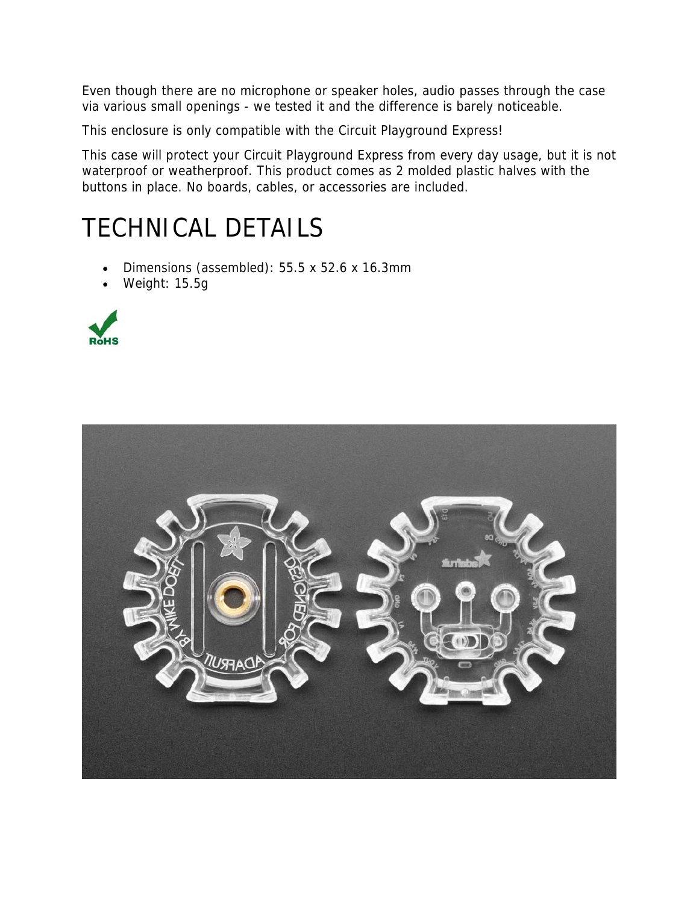Even though there are no microphone or speaker holes, audio passes through the case via various small openings - we tested it and the difference is barely noticeable.

This enclosure is only compatible with the Circuit Playground Express!

This case will protect your Circuit Playground Express from every day usage, but it is not waterproof or weatherproof. This product comes as 2 molded plastic halves with the buttons in place. No boards, cables, or accessories are included.

# TECHNICAL DETAILS

- Dimensions (assembled): 55.5 x 52.6 x 16.3mm
- Weight: 15.5g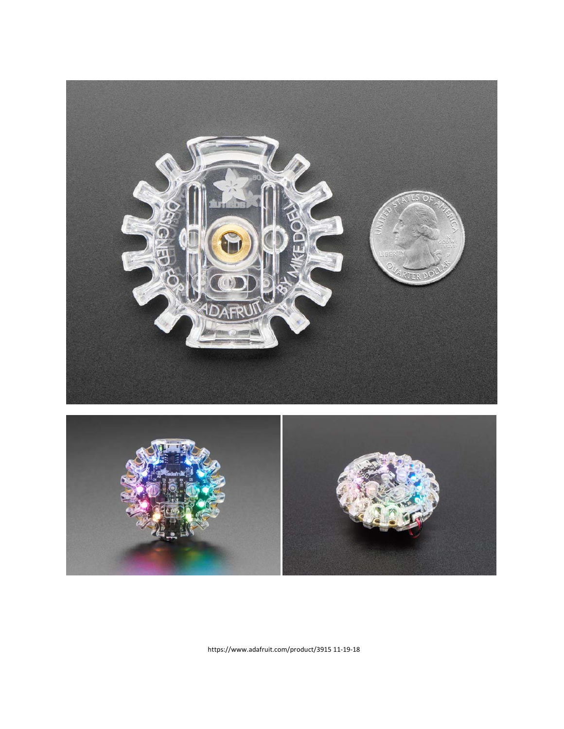https://www.adafruit.com/product/3915 11-19-18